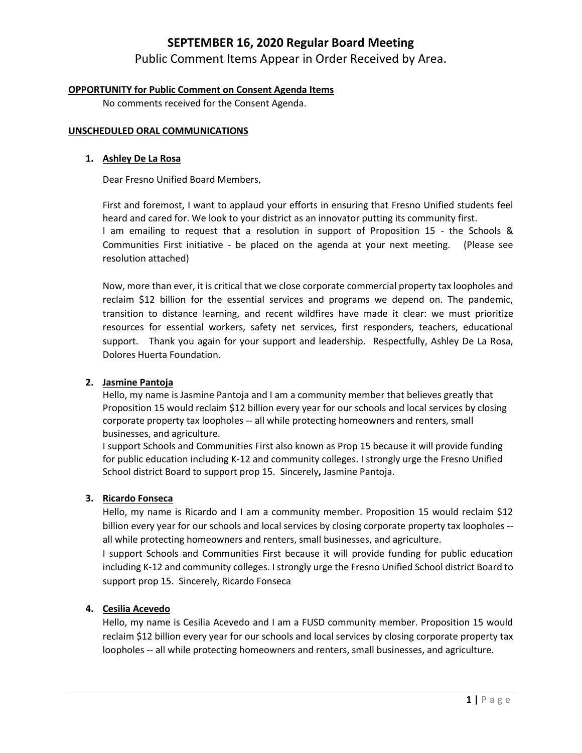# SEPTEMBER 16, 2020 Regular Board Meeting

Public Comment Items Appear in Order Received by Area.

**OPPORTUNITY for Public Comment on Consent Agenda Items**

No comments received for the Consent Agenda.

**UNSCHEDULED ORAL COMMUNICATIONS**

1. **Ashley De La Rosa**

   Dear Fresno Unified Board Members,

   First and foremost, I want to applaud your efforts in ensuring that Fresno Unified students feel heard and cared for. We look to your district as an innovator putting its community first.
   I am emailing to request that a resolution in support of Proposition 15 - the Schools & Communities First initiative - be placed on the agenda at your next meeting. (Please see resolution attached)

   Now, more than ever, it is critical that we close corporate commercial property tax loopholes and reclaim $12 billion for the essential services and programs we depend on. The pandemic, transition to distance learning, and recent wildfires have made it clear: we must prioritize resources for essential workers, safety net services, first responders, teachers, educational support. Thank you again for your support and leadership. Respectfully, Ashley De La Rosa, Dolores Huerta Foundation.

2. **Jasmine Pantoja**

   Hello, my name is Jasmine Pantoja and I am a community member that believes greatly that Proposition 15 would reclaim $12 billion every year for our schools and local services by closing corporate property tax loopholes -- all while protecting homeowners and renters, small businesses, and agriculture.
   I support Schools and Communities First also known as Prop 15 because it will provide funding for public education including K-12 and community colleges. I strongly urge the Fresno Unified School district Board to support prop 15. Sincerely**,** Jasmine Pantoja.

3. **Ricardo Fonseca**

   Hello, my name is Ricardo and I am a community member. Proposition 15 would reclaim $12 billion every year for our schools and local services by closing corporate property tax loopholes -- all while protecting homeowners and renters, small businesses, and agriculture.
   I support Schools and Communities First because it will provide funding for public education including K-12 and community colleges. I strongly urge the Fresno Unified School district Board to support prop 15. Sincerely, Ricardo Fonseca

4. **Cesilia Acevedo**

   Hello, my name is Cesilia Acevedo and I am a FUSD community member. Proposition 15 would reclaim $12 billion every year for our schools and local services by closing corporate property tax loopholes -- all while protecting homeowners and renters, small businesses, and agriculture.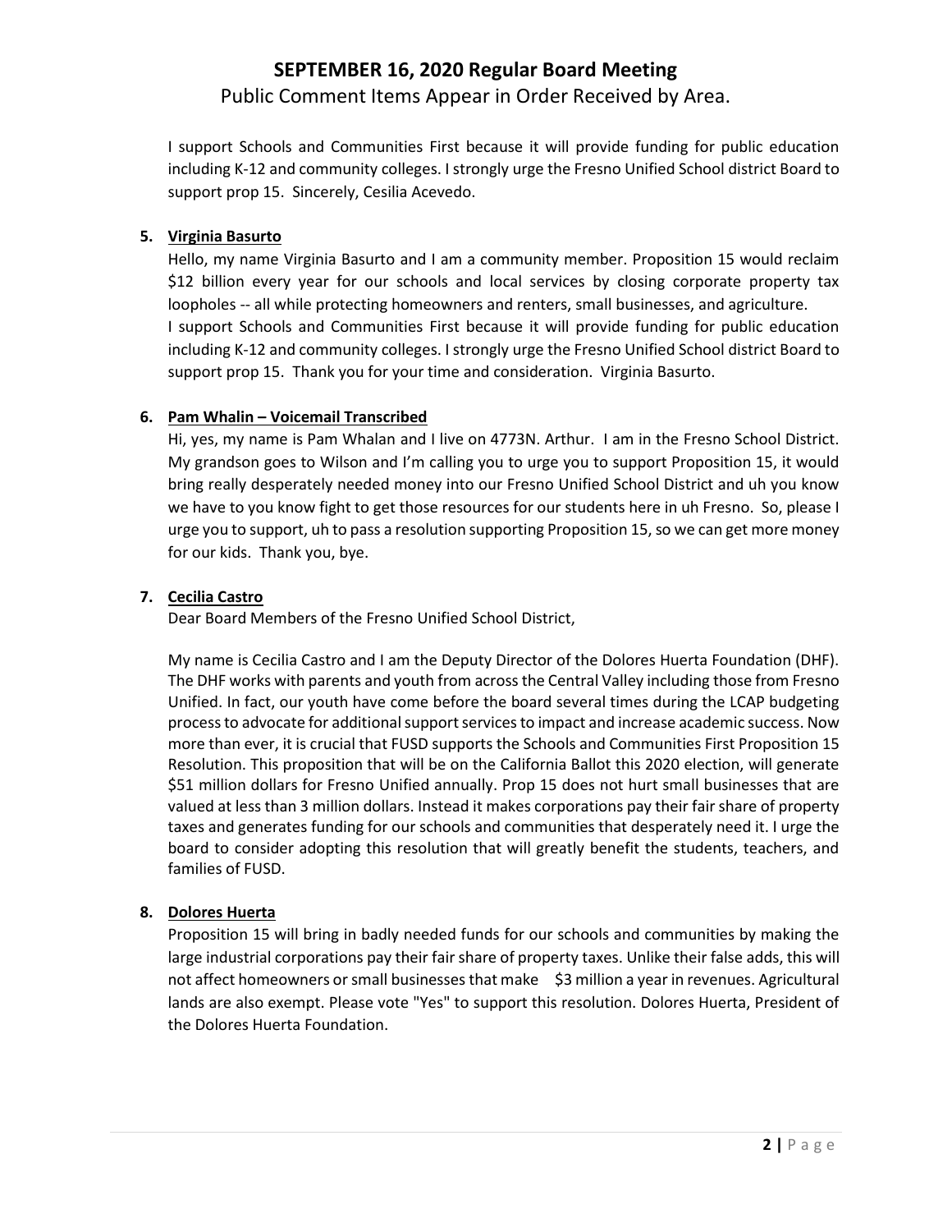I support Schools and Communities First because it will provide funding for public education including K-12 and community colleges. I strongly urge the Fresno Unified School district Board to support prop 15. Sincerely, Cesilia Acevedo.

5. **Virginia Basurto**

   Hello, my name Virginia Basurto and I am a community member. Proposition 15 would reclaim $12 billion every year for our schools and local services by closing corporate property tax loopholes -- all while protecting homeowners and renters, small businesses, and agriculture.
   I support Schools and Communities First because it will provide funding for public education including K-12 and community colleges. I strongly urge the Fresno Unified School district Board to support prop 15. Thank you for your time and consideration. Virginia Basurto.

6. **Pam Whalin – Voicemail Transcribed**

   Hi, yes, my name is Pam Whalan and I live on 4773N. Arthur. I am in the Fresno School District. My grandson goes to Wilson and I'm calling you to urge you to support Proposition 15, it would bring really desperately needed money into our Fresno Unified School District and uh you know we have to you know fight to get those resources for our students here in uh Fresno. So, please I urge you to support, uh to pass a resolution supporting Proposition 15, so we can get more money for our kids. Thank you, bye.

7. **Cecilia Castro**

   Dear Board Members of the Fresno Unified School District,

   My name is Cecilia Castro and I am the Deputy Director of the Dolores Huerta Foundation (DHF). The DHF works with parents and youth from across the Central Valley including those from Fresno Unified. In fact, our youth have come before the board several times during the LCAP budgeting process to advocate for additional support services to impact and increase academic success. Now more than ever, it is crucial that FUSD supports the Schools and Communities First Proposition 15 Resolution. This proposition that will be on the California Ballot this 2020 election, will generate $51 million dollars for Fresno Unified annually. Prop 15 does not hurt small businesses that are valued at less than 3 million dollars. Instead it makes corporations pay their fair share of property taxes and generates funding for our schools and communities that desperately need it. I urge the board to consider adopting this resolution that will greatly benefit the students, teachers, and families of FUSD.

8. **Dolores Huerta**

   Proposition 15 will bring in badly needed funds for our schools and communities by making the large industrial corporations pay their fair share of property taxes. Unlike their false adds, this will not affect homeowners or small businesses that make $3 million a year in revenues. Agricultural lands are also exempt. Please vote "Yes" to support this resolution. Dolores Huerta, President of the Dolores Huerta Foundation.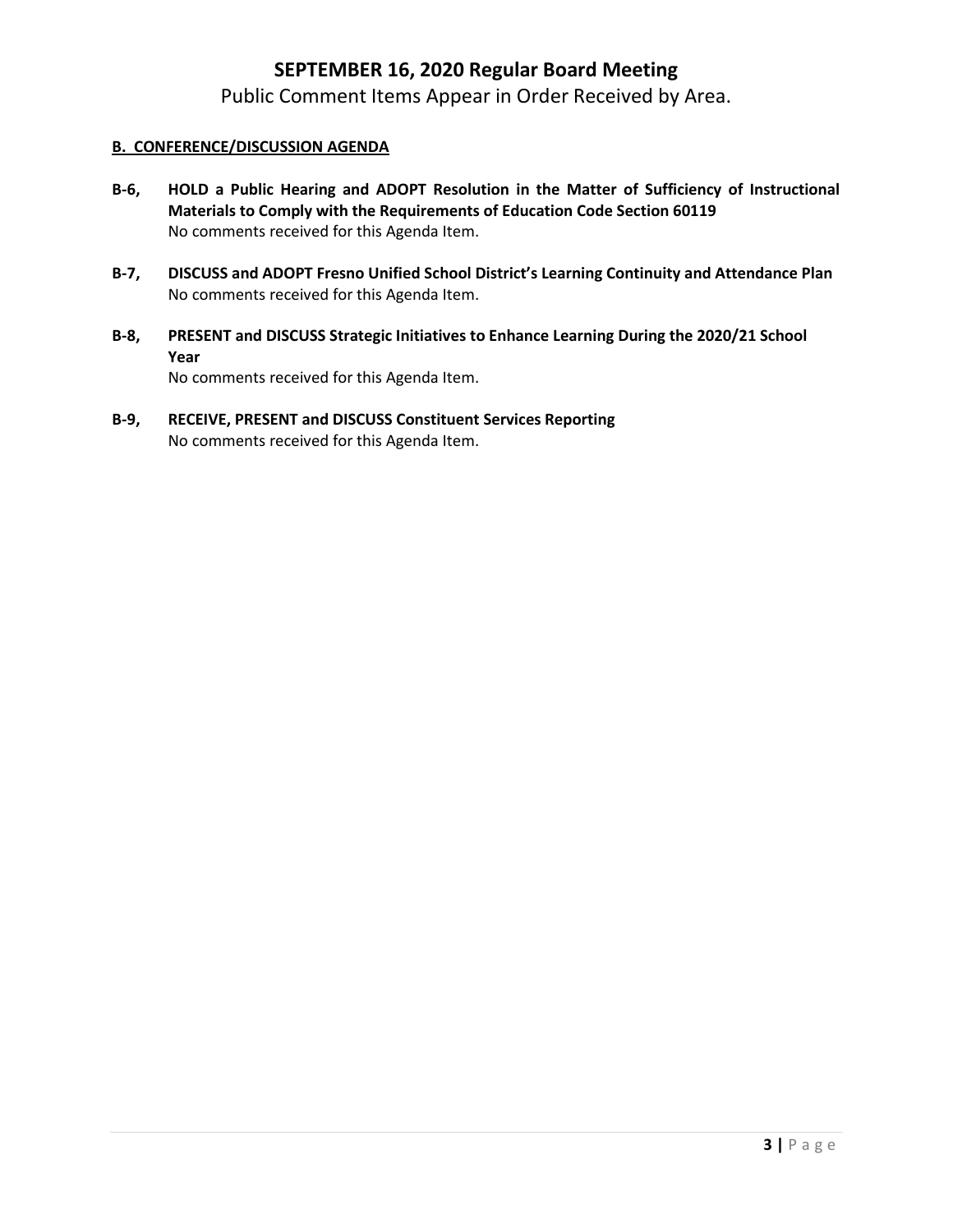# SEPTEMBER 16, 2020 Regular Board Meeting

Public Comment Items Appear in Order Received by Area.

**B. CONFERENCE/DISCUSSION AGENDA**

**B-6, HOLD a Public Hearing and ADOPT Resolution in the Matter of Sufficiency of Instructional Materials to Comply with the Requirements of Education Code Section 60119**
No comments received for this Agenda Item.

**B-7, DISCUSS and ADOPT Fresno Unified School District's Learning Continuity and Attendance Plan**
No comments received for this Agenda Item.

**B-8, PRESENT and DISCUSS Strategic Initiatives to Enhance Learning During the 2020/21 School Year**
No comments received for this Agenda Item.

**B-9, RECEIVE, PRESENT and DISCUSS Constituent Services Reporting**
No comments received for this Agenda Item.